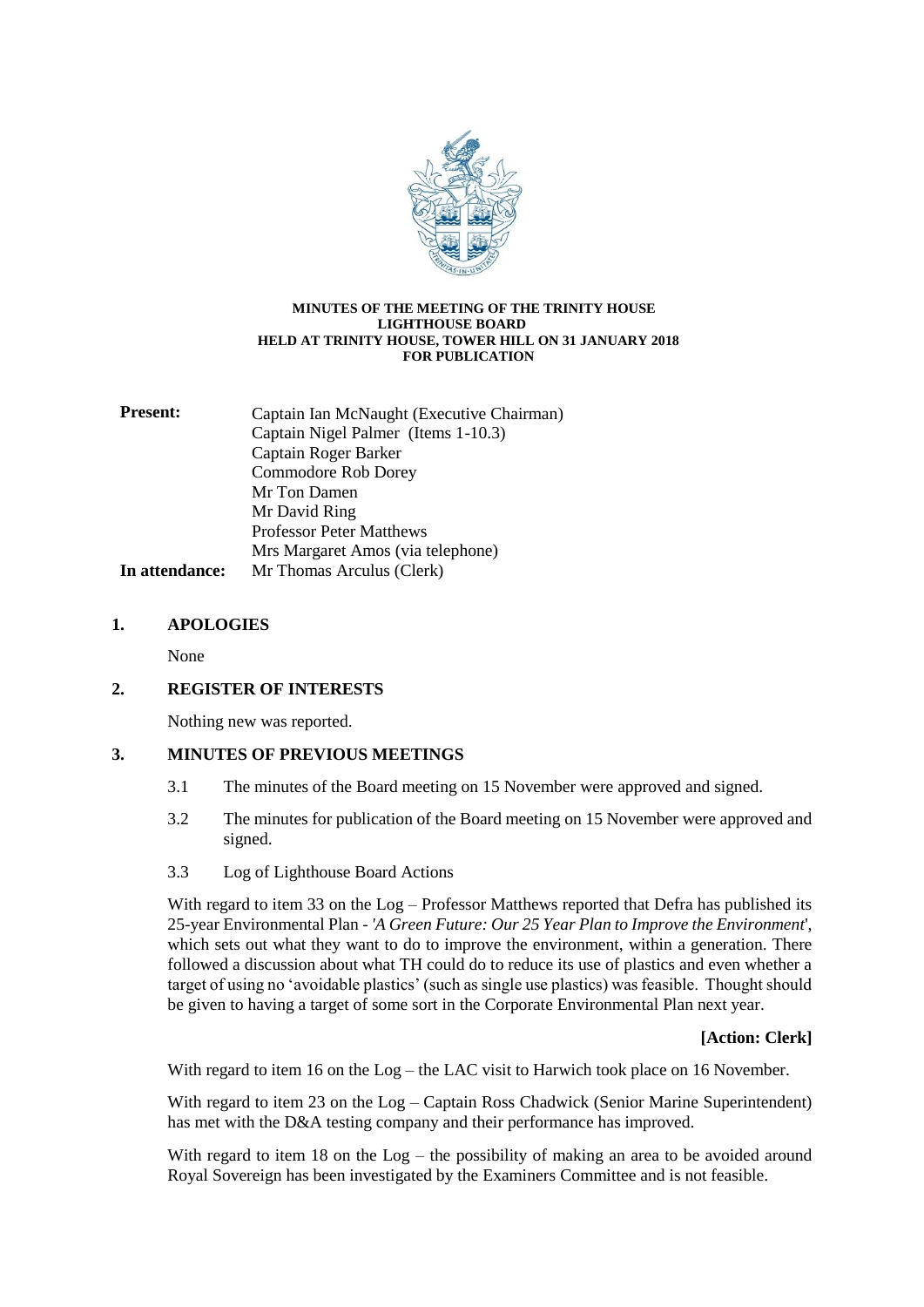**MINUTES OF THE MEETING OF THE TRINITY HOUSE LIGHTHOUSE BOARD HELD AT TRINITY HOUSE, TOWER HILL ON 31 JANUARY 2018 FOR PUBLICATION**

| | |
|---|---|
| **Present:** | Captain Ian McNaught (Executive Chairman) |
| | Captain Nigel Palmer (Items 1-10.3) |
| | Captain Roger Barker |
| | Commodore Rob Dorey |
| | Mr Ton Damen |
| | Mr David Ring |
| | Professor Peter Matthews |
| | Mrs Margaret Amos (via telephone) |
| **In attendance:** | Mr Thomas Arculus (Clerk) |

## 1. APOLOGIES

None

## 2. REGISTER OF INTERESTS

Nothing new was reported.

## 3. MINUTES OF PREVIOUS MEETINGS

3.1 The minutes of the Board meeting on 15 November were approved and signed.

3.2 The minutes for publication of the Board meeting on 15 November were approved and signed.

3.3 Log of Lighthouse Board Actions

With regard to item 33 on the Log – Professor Matthews reported that Defra has published its 25-year Environmental Plan - '*A Green Future: Our 25 Year Plan to Improve the Environment*', which sets out what they want to do to improve the environment, within a generation. There followed a discussion about what TH could do to reduce its use of plastics and even whether a target of using no 'avoidable plastics' (such as single use plastics) was feasible. Thought should be given to having a target of some sort in the Corporate Environmental Plan next year.

**[Action: Clerk]**

With regard to item 16 on the Log – the LAC visit to Harwich took place on 16 November.

With regard to item 23 on the Log – Captain Ross Chadwick (Senior Marine Superintendent) has met with the D&A testing company and their performance has improved.

With regard to item 18 on the Log – the possibility of making an area to be avoided around Royal Sovereign has been investigated by the Examiners Committee and is not feasible.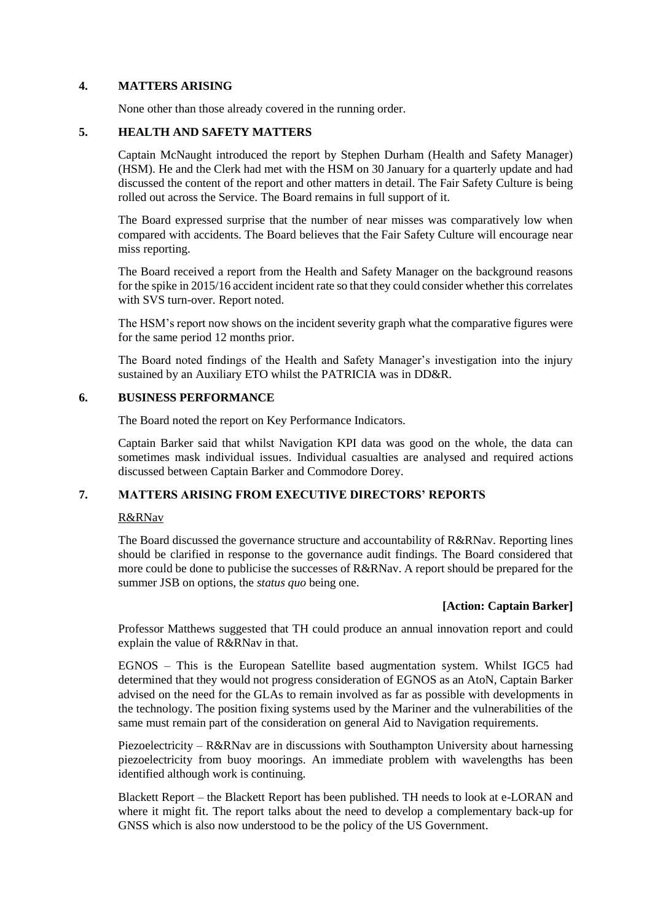## 4. MATTERS ARISING

None other than those already covered in the running order.

## 5. HEALTH AND SAFETY MATTERS

Captain McNaught introduced the report by Stephen Durham (Health and Safety Manager) (HSM). He and the Clerk had met with the HSM on 30 January for a quarterly update and had discussed the content of the report and other matters in detail. The Fair Safety Culture is being rolled out across the Service. The Board remains in full support of it.

The Board expressed surprise that the number of near misses was comparatively low when compared with accidents. The Board believes that the Fair Safety Culture will encourage near miss reporting.

The Board received a report from the Health and Safety Manager on the background reasons for the spike in 2015/16 accident incident rate so that they could consider whether this correlates with SVS turn-over. Report noted.

The HSM's report now shows on the incident severity graph what the comparative figures were for the same period 12 months prior.

The Board noted findings of the Health and Safety Manager's investigation into the injury sustained by an Auxiliary ETO whilst the PATRICIA was in DD&R.

## 6. BUSINESS PERFORMANCE

The Board noted the report on Key Performance Indicators.

Captain Barker said that whilst Navigation KPI data was good on the whole, the data can sometimes mask individual issues. Individual casualties are analysed and required actions discussed between Captain Barker and Commodore Dorey.

## 7. MATTERS ARISING FROM EXECUTIVE DIRECTORS' REPORTS

R&RNav

The Board discussed the governance structure and accountability of R&RNav. Reporting lines should be clarified in response to the governance audit findings. The Board considered that more could be done to publicise the successes of R&RNav. A report should be prepared for the summer JSB on options, the *status quo* being one.

**[Action: Captain Barker]**

Professor Matthews suggested that TH could produce an annual innovation report and could explain the value of R&RNav in that.

EGNOS – This is the European Satellite based augmentation system. Whilst IGC5 had determined that they would not progress consideration of EGNOS as an AtoN, Captain Barker advised on the need for the GLAs to remain involved as far as possible with developments in the technology. The position fixing systems used by the Mariner and the vulnerabilities of the same must remain part of the consideration on general Aid to Navigation requirements.

Piezoelectricity – R&RNav are in discussions with Southampton University about harnessing piezoelectricity from buoy moorings. An immediate problem with wavelengths has been identified although work is continuing.

Blackett Report – the Blackett Report has been published. TH needs to look at e-LORAN and where it might fit. The report talks about the need to develop a complementary back-up for GNSS which is also now understood to be the policy of the US Government.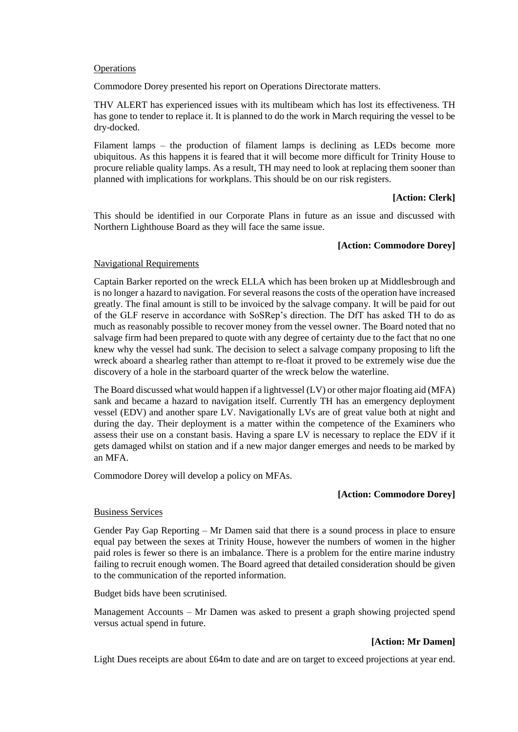Operations

Commodore Dorey presented his report on Operations Directorate matters.

THV ALERT has experienced issues with its multibeam which has lost its effectiveness. TH has gone to tender to replace it. It is planned to do the work in March requiring the vessel to be dry-docked.

Filament lamps – the production of filament lamps is declining as LEDs become more ubiquitous. As this happens it is feared that it will become more difficult for Trinity House to procure reliable quality lamps. As a result, TH may need to look at replacing them sooner than planned with implications for workplans. This should be on our risk registers.

**[Action: Clerk]**

This should be identified in our Corporate Plans in future as an issue and discussed with Northern Lighthouse Board as they will face the same issue.

**[Action: Commodore Dorey]**

Navigational Requirements

Captain Barker reported on the wreck ELLA which has been broken up at Middlesbrough and is no longer a hazard to navigation. For several reasons the costs of the operation have increased greatly. The final amount is still to be invoiced by the salvage company. It will be paid for out of the GLF reserve in accordance with SoSRep's direction. The DfT has asked TH to do as much as reasonably possible to recover money from the vessel owner. The Board noted that no salvage firm had been prepared to quote with any degree of certainty due to the fact that no one knew why the vessel had sunk. The decision to select a salvage company proposing to lift the wreck aboard a shearleg rather than attempt to re-float it proved to be extremely wise due the discovery of a hole in the starboard quarter of the wreck below the waterline.

The Board discussed what would happen if a lightvessel (LV) or other major floating aid (MFA) sank and became a hazard to navigation itself. Currently TH has an emergency deployment vessel (EDV) and another spare LV. Navigationally LVs are of great value both at night and during the day. Their deployment is a matter within the competence of the Examiners who assess their use on a constant basis. Having a spare LV is necessary to replace the EDV if it gets damaged whilst on station and if a new major danger emerges and needs to be marked by an MFA.

Commodore Dorey will develop a policy on MFAs.

**[Action: Commodore Dorey]**

Business Services

Gender Pay Gap Reporting – Mr Damen said that there is a sound process in place to ensure equal pay between the sexes at Trinity House, however the numbers of women in the higher paid roles is fewer so there is an imbalance. There is a problem for the entire marine industry failing to recruit enough women. The Board agreed that detailed consideration should be given to the communication of the reported information.

Budget bids have been scrutinised.

Management Accounts – Mr Damen was asked to present a graph showing projected spend versus actual spend in future.

**[Action: Mr Damen]**

Light Dues receipts are about £64m to date and are on target to exceed projections at year end.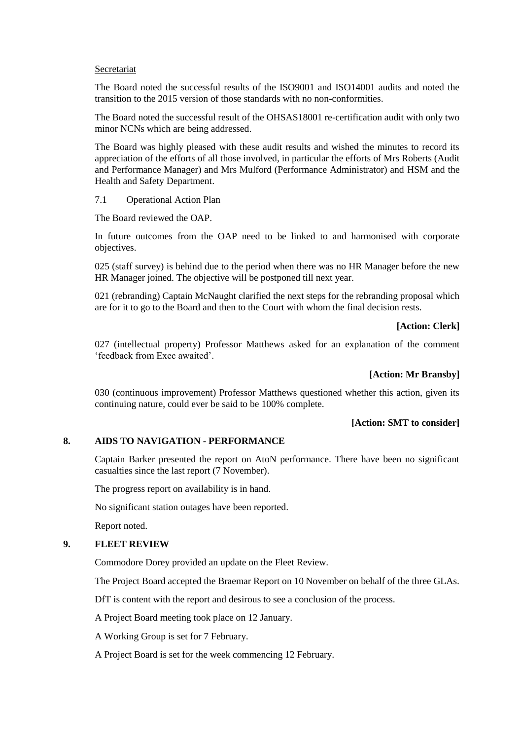Secretariat

The Board noted the successful results of the ISO9001 and ISO14001 audits and noted the transition to the 2015 version of those standards with no non-conformities.

The Board noted the successful result of the OHSAS18001 re-certification audit with only two minor NCNs which are being addressed.

The Board was highly pleased with these audit results and wished the minutes to record its appreciation of the efforts of all those involved, in particular the efforts of Mrs Roberts (Audit and Performance Manager) and Mrs Mulford (Performance Administrator) and HSM and the Health and Safety Department.

7.1 Operational Action Plan

The Board reviewed the OAP.

In future outcomes from the OAP need to be linked to and harmonised with corporate objectives.

025 (staff survey) is behind due to the period when there was no HR Manager before the new HR Manager joined. The objective will be postponed till next year.

021 (rebranding) Captain McNaught clarified the next steps for the rebranding proposal which are for it to go to the Board and then to the Court with whom the final decision rests.

**[Action: Clerk]**

027 (intellectual property) Professor Matthews asked for an explanation of the comment 'feedback from Exec awaited'.

**[Action: Mr Bransby]**

030 (continuous improvement) Professor Matthews questioned whether this action, given its continuing nature, could ever be said to be 100% complete.

**[Action: SMT to consider]**

## 8. AIDS TO NAVIGATION - PERFORMANCE

Captain Barker presented the report on AtoN performance. There have been no significant casualties since the last report (7 November).

The progress report on availability is in hand.

No significant station outages have been reported.

Report noted.

## 9. FLEET REVIEW

Commodore Dorey provided an update on the Fleet Review.

The Project Board accepted the Braemar Report on 10 November on behalf of the three GLAs.

DfT is content with the report and desirous to see a conclusion of the process.

A Project Board meeting took place on 12 January.

A Working Group is set for 7 February.

A Project Board is set for the week commencing 12 February.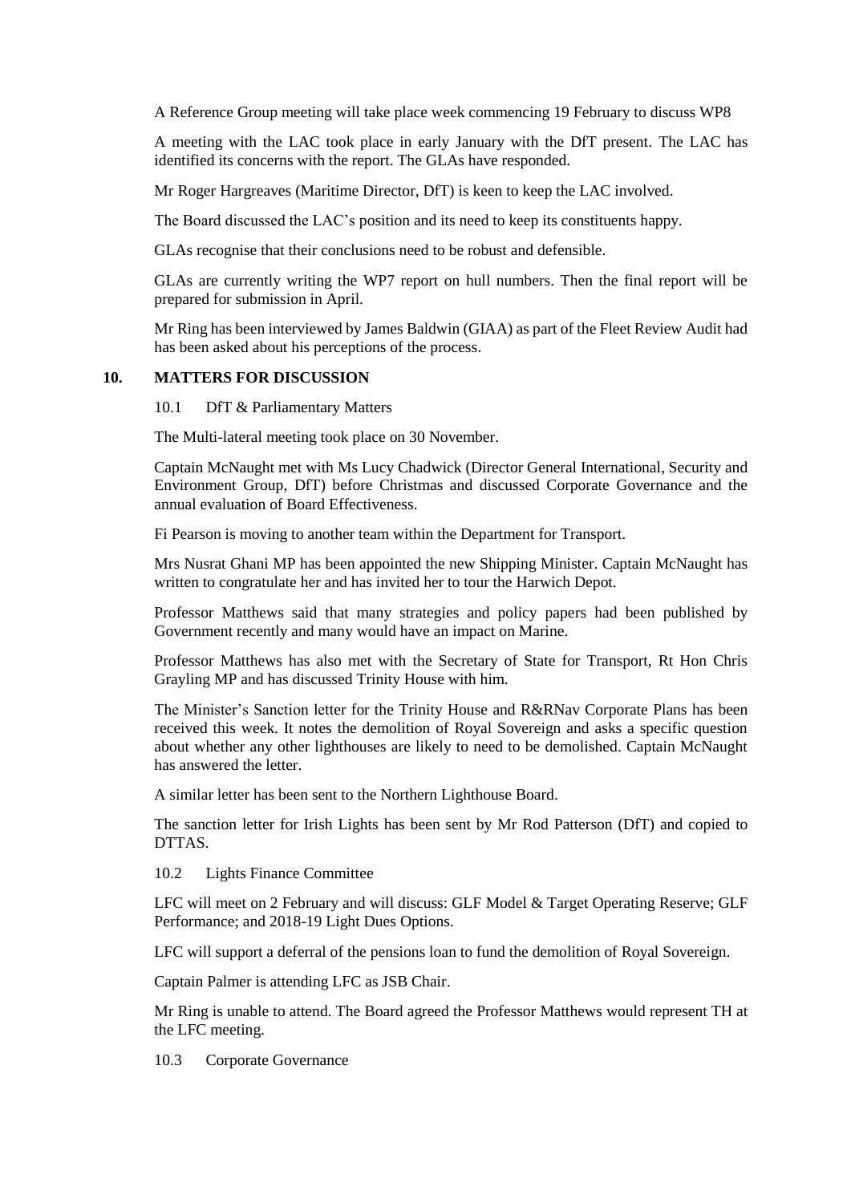A Reference Group meeting will take place week commencing 19 February to discuss WP8

A meeting with the LAC took place in early January with the DfT present. The LAC has identified its concerns with the report. The GLAs have responded.

Mr Roger Hargreaves (Maritime Director, DfT) is keen to keep the LAC involved.

The Board discussed the LAC's position and its need to keep its constituents happy.

GLAs recognise that their conclusions need to be robust and defensible.

GLAs are currently writing the WP7 report on hull numbers. Then the final report will be prepared for submission in April.

Mr Ring has been interviewed by James Baldwin (GIAA) as part of the Fleet Review Audit had has been asked about his perceptions of the process.

## 10. MATTERS FOR DISCUSSION

10.1 DfT & Parliamentary Matters

The Multi-lateral meeting took place on 30 November.

Captain McNaught met with Ms Lucy Chadwick (Director General International, Security and Environment Group, DfT) before Christmas and discussed Corporate Governance and the annual evaluation of Board Effectiveness.

Fi Pearson is moving to another team within the Department for Transport.

Mrs Nusrat Ghani MP has been appointed the new Shipping Minister. Captain McNaught has written to congratulate her and has invited her to tour the Harwich Depot.

Professor Matthews said that many strategies and policy papers had been published by Government recently and many would have an impact on Marine.

Professor Matthews has also met with the Secretary of State for Transport, Rt Hon Chris Grayling MP and has discussed Trinity House with him.

The Minister's Sanction letter for the Trinity House and R&RNav Corporate Plans has been received this week. It notes the demolition of Royal Sovereign and asks a specific question about whether any other lighthouses are likely to need to be demolished. Captain McNaught has answered the letter.

A similar letter has been sent to the Northern Lighthouse Board.

The sanction letter for Irish Lights has been sent by Mr Rod Patterson (DfT) and copied to DTTAS.

10.2 Lights Finance Committee

LFC will meet on 2 February and will discuss: GLF Model & Target Operating Reserve; GLF Performance; and 2018-19 Light Dues Options.

LFC will support a deferral of the pensions loan to fund the demolition of Royal Sovereign.

Captain Palmer is attending LFC as JSB Chair.

Mr Ring is unable to attend. The Board agreed the Professor Matthews would represent TH at the LFC meeting.

10.3 Corporate Governance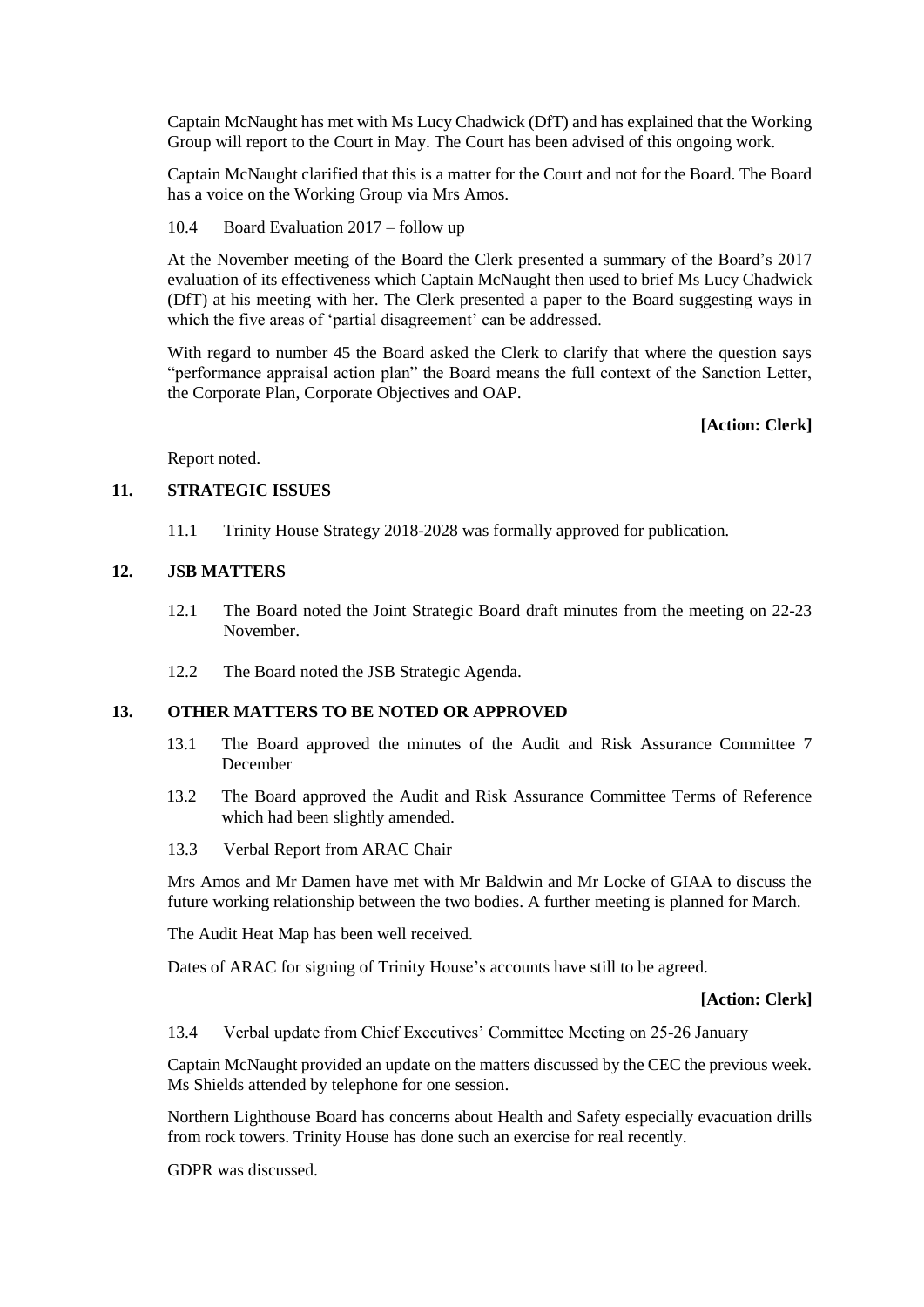Captain McNaught has met with Ms Lucy Chadwick (DfT) and has explained that the Working Group will report to the Court in May. The Court has been advised of this ongoing work.

Captain McNaught clarified that this is a matter for the Court and not for the Board. The Board has a voice on the Working Group via Mrs Amos.

10.4 Board Evaluation 2017 – follow up

At the November meeting of the Board the Clerk presented a summary of the Board's 2017 evaluation of its effectiveness which Captain McNaught then used to brief Ms Lucy Chadwick (DfT) at his meeting with her. The Clerk presented a paper to the Board suggesting ways in which the five areas of 'partial disagreement' can be addressed.

With regard to number 45 the Board asked the Clerk to clarify that where the question says "performance appraisal action plan" the Board means the full context of the Sanction Letter, the Corporate Plan, Corporate Objectives and OAP.

**[Action: Clerk]**

Report noted.

## 11. STRATEGIC ISSUES

11.1 Trinity House Strategy 2018-2028 was formally approved for publication.

## 12. JSB MATTERS

12.1 The Board noted the Joint Strategic Board draft minutes from the meeting on 22-23 November.

12.2 The Board noted the JSB Strategic Agenda.

## 13. OTHER MATTERS TO BE NOTED OR APPROVED

13.1 The Board approved the minutes of the Audit and Risk Assurance Committee 7 December

13.2 The Board approved the Audit and Risk Assurance Committee Terms of Reference which had been slightly amended.

13.3 Verbal Report from ARAC Chair

Mrs Amos and Mr Damen have met with Mr Baldwin and Mr Locke of GIAA to discuss the future working relationship between the two bodies. A further meeting is planned for March.

The Audit Heat Map has been well received.

Dates of ARAC for signing of Trinity House's accounts have still to be agreed.

**[Action: Clerk]**

13.4 Verbal update from Chief Executives' Committee Meeting on 25-26 January

Captain McNaught provided an update on the matters discussed by the CEC the previous week. Ms Shields attended by telephone for one session.

Northern Lighthouse Board has concerns about Health and Safety especially evacuation drills from rock towers. Trinity House has done such an exercise for real recently.

GDPR was discussed.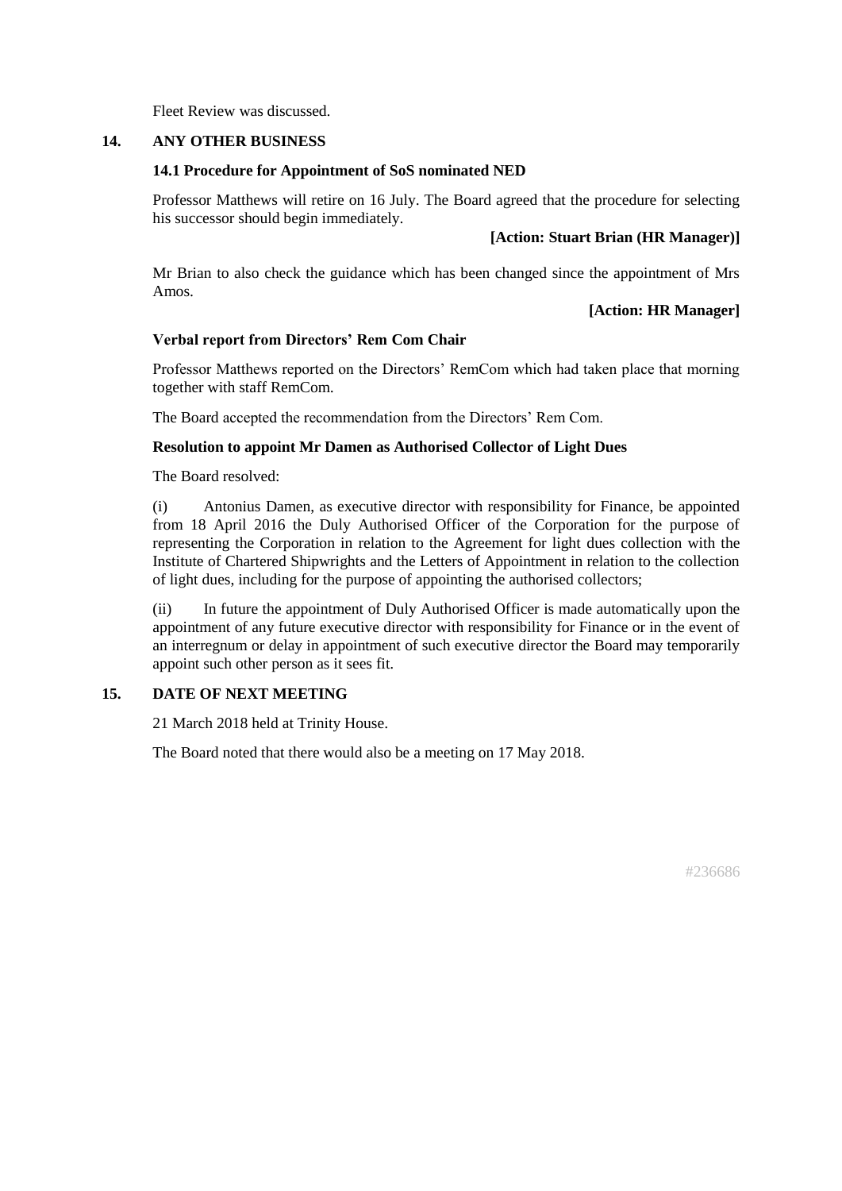Fleet Review was discussed.

## 14. ANY OTHER BUSINESS

### 14.1 Procedure for Appointment of SoS nominated NED

Professor Matthews will retire on 16 July. The Board agreed that the procedure for selecting his successor should begin immediately.

**[Action: Stuart Brian (HR Manager)]**

Mr Brian to also check the guidance which has been changed since the appointment of Mrs Amos.

**[Action: HR Manager]**

### Verbal report from Directors' Rem Com Chair

Professor Matthews reported on the Directors' RemCom which had taken place that morning together with staff RemCom.

The Board accepted the recommendation from the Directors' Rem Com.

### Resolution to appoint Mr Damen as Authorised Collector of Light Dues

The Board resolved:

(i) Antonius Damen, as executive director with responsibility for Finance, be appointed from 18 April 2016 the Duly Authorised Officer of the Corporation for the purpose of representing the Corporation in relation to the Agreement for light dues collection with the Institute of Chartered Shipwrights and the Letters of Appointment in relation to the collection of light dues, including for the purpose of appointing the authorised collectors;

(ii) In future the appointment of Duly Authorised Officer is made automatically upon the appointment of any future executive director with responsibility for Finance or in the event of an interregnum or delay in appointment of such executive director the Board may temporarily appoint such other person as it sees fit.

## 15. DATE OF NEXT MEETING

21 March 2018 held at Trinity House.

The Board noted that there would also be a meeting on 17 May 2018.

#236686